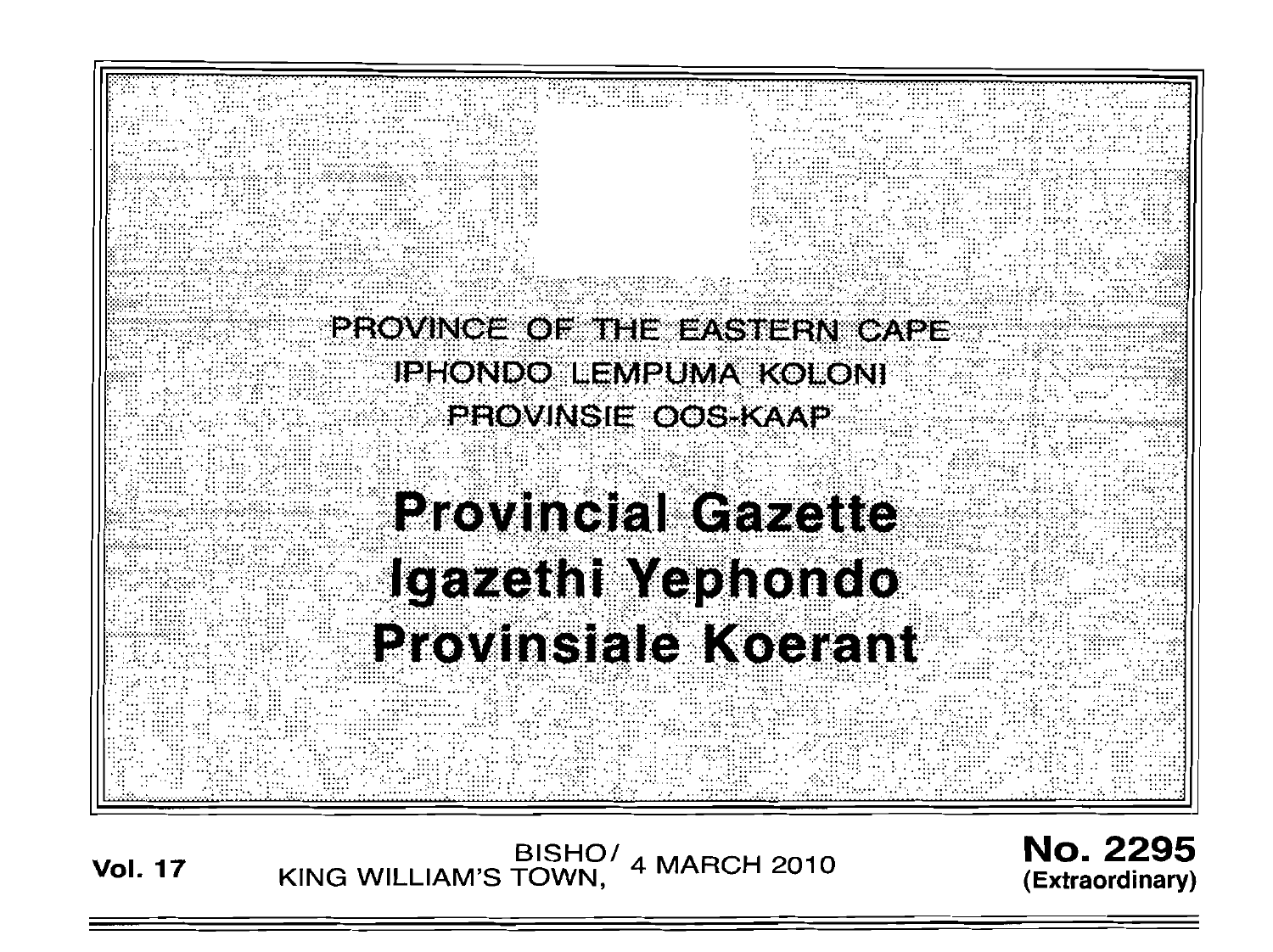PROVINCE OF THE EASTERN CAPE
IPHONDO LEMPUMA KOLONI
PROVINSIE OOS-KAAP

# Provincial Gazette
# Igazethi Yephondo
# Provinsiale Koerant

**Vol. 17** BISHO/ KING WILLIAM'S TOWN, 4 MARCH 2010 **No. 2295 (Extraordinary)**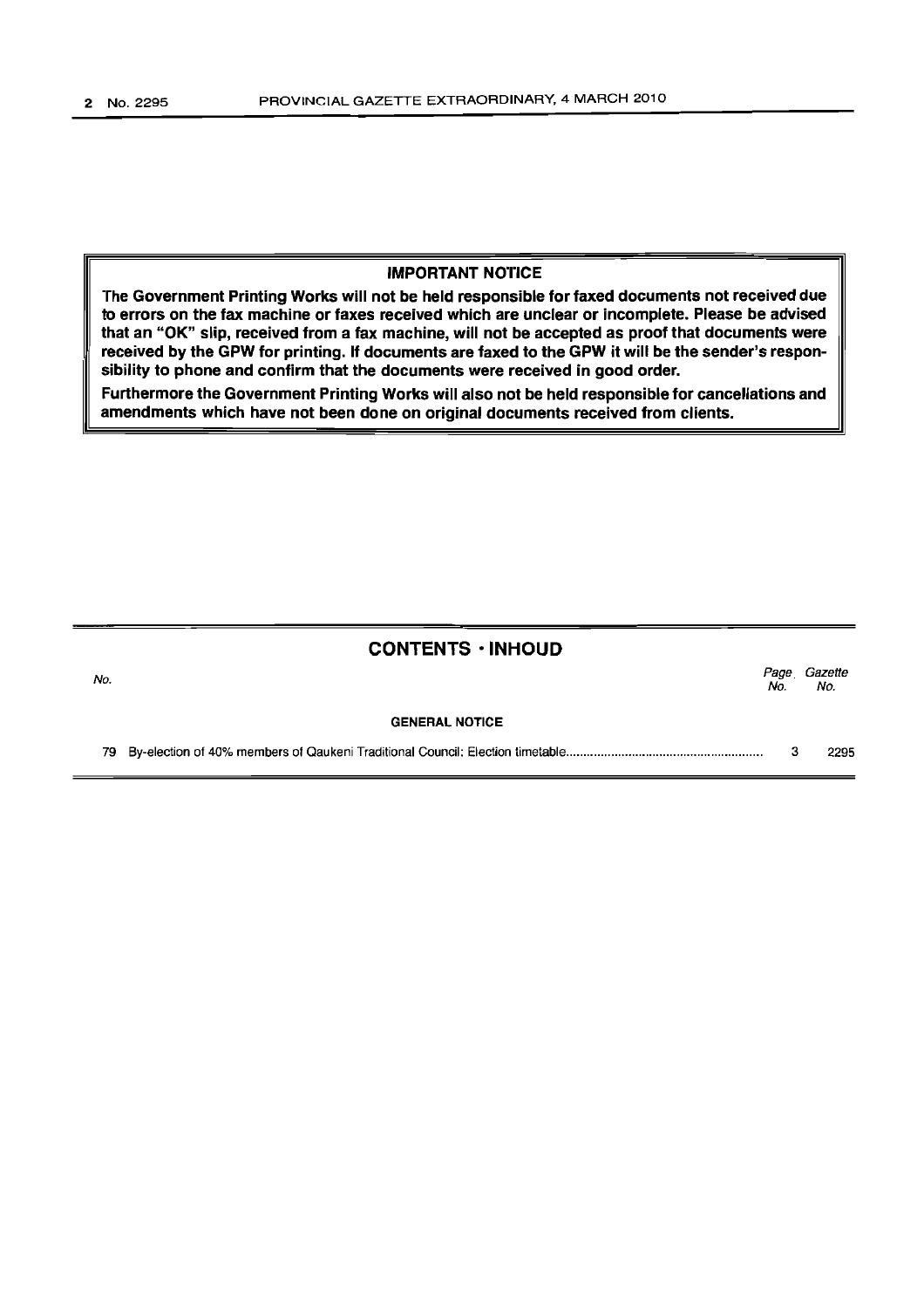**IMPORTANT NOTICE**

**The Government Printing Works will not be held responsible for faxed documents not received due to errors on the fax machine or faxes received which are unclear or incomplete. Please be advised that an "OK" slip, received from a fax machine, will not be accepted as proof that documents were received by the GPW for printing. If documents are faxed to the GPW it will be the sender's responsibility to phone and confirm that the documents were received in good order.**

**Furthermore the Government Printing Works will also not be held responsible for cancellations and amendments which have not been done on original documents received from clients.**

## CONTENTS · INHOUD

| *No.* | | *Page No.* | *Gazette No.* |
|---|---|---|---|
| | **GENERAL NOTICE** | | |
| 79 | By-election of 40% members of Qaukeni Traditional Council: Election timetable | 3 | 2295 |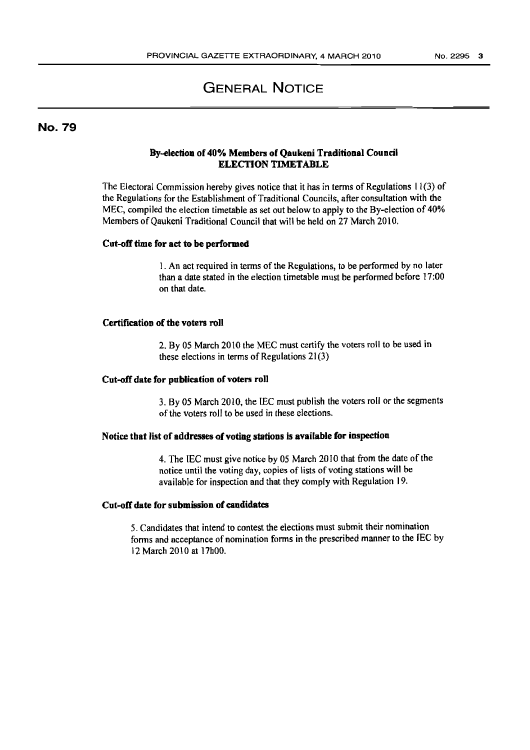# GENERAL NOTICE

## No. 79

### By-election of 40% Members of Qaukeni Traditional Council
### ELECTION TIMETABLE

The Electoral Commission hereby gives notice that it has in terms of Regulations 11(3) of the Regulations for the Establishment of Traditional Councils, after consultation with the MEC, compiled the election timetable as set out below to apply to the By-election of 40% Members of Qaukeni Traditional Council that will be held on 27 March 2010.

**Cut-off time for act to be performed**

1. An act required in terms of the Regulations, to be performed by no later than a date stated in the election timetable must be performed before 17:00 on that date.

**Certification of the voters roll**

2. By 05 March 2010 the MEC must certify the voters roll to be used in these elections in terms of Regulations 21(3)

**Cut-off date for publication of voters roll**

3. By 05 March 2010, the IEC must publish the voters roll or the segments of the voters roll to be used in these elections.

**Notice that list of addresses of voting stations is available for inspection**

4. The IEC must give notice by 05 March 2010 that from the date of the notice until the voting day, copies of lists of voting stations will be available for inspection and that they comply with Regulation 19.

**Cut-off date for submission of candidates**

5. Candidates that intend to contest the elections must submit their nomination forms and acceptance of nomination forms in the prescribed manner to the IEC by 12 March 2010 at 17h00.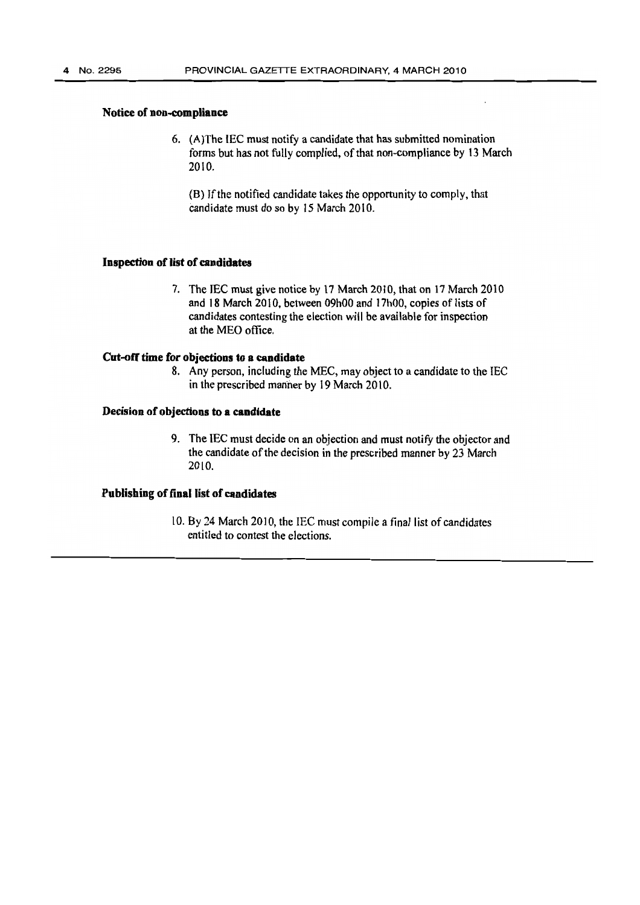**Notice of non-compliance**

6. (A)The IEC must notify a candidate that has submitted nomination forms but has not fully complied, of that non-compliance by 13 March 2010.

   (B) If the notified candidate takes the opportunity to comply, that candidate must do so by 15 March 2010.

**Inspection of list of candidates**

7. The IEC must give notice by 17 March 2010, that on 17 March 2010 and 18 March 2010, between 09h00 and 17h00, copies of lists of candidates contesting the election will be available for inspection at the MEO office.

**Cut-off time for objections to a candidate**

8. Any person, including the MEC, may object to a candidate to the IEC in the prescribed manner by 19 March 2010.

**Decision of objections to a candidate**

9. The IEC must decide on an objection and must notify the objector and the candidate of the decision in the prescribed manner by 23 March 2010.

**Publishing of final list of candidates**

10. By 24 March 2010, the IEC must compile a final list of candidates entitled to contest the elections.